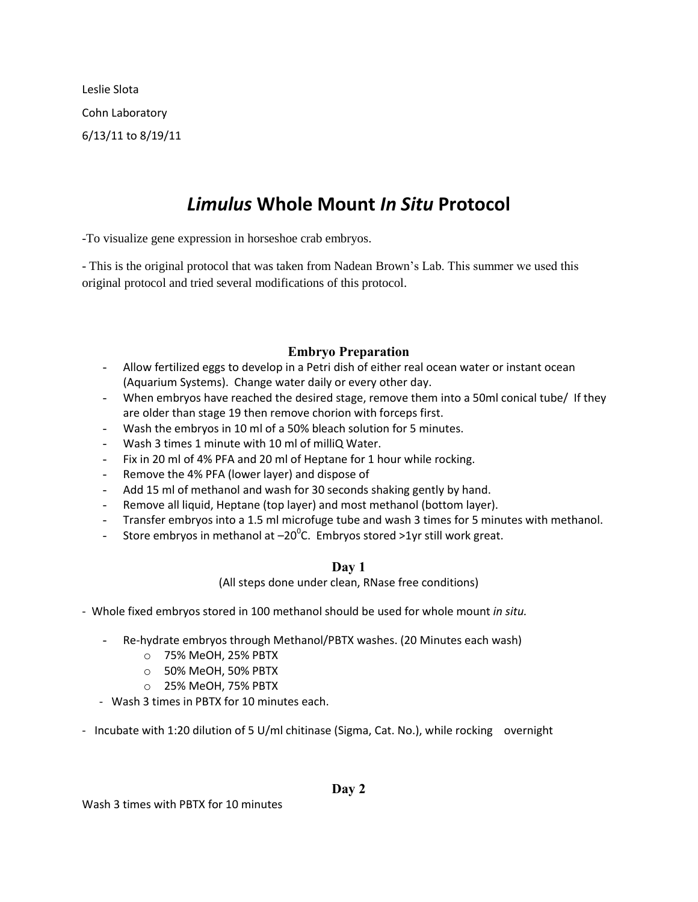Leslie Slota

Cohn Laboratory

6/13/11 to 8/19/11

# *Limulus* Whole Mount *In Situ* Protocol

-To visualize gene expression in horseshoe crab embryos.

- This is the original protocol that was taken from Nadean Brown's Lab. This summer we used this original protocol and tried several modifications of this protocol.

## Embryo Preparation

- Allow fertilized eggs to develop in a Petri dish of either real ocean water or instant ocean (Aquarium Systems). Change water daily or every other day.
- When embryos have reached the desired stage, remove them into a 50ml conical tube/ If they are older than stage 19 then remove chorion with forceps first.
- Wash the embryos in 10 ml of a 50% bleach solution for 5 minutes.
- Wash 3 times 1 minute with 10 ml of milliQ Water.
- Fix in 20 ml of 4% PFA and 20 ml of Heptane for 1 hour while rocking.
- Remove the 4% PFA (lower layer) and dispose of
- Add 15 ml of methanol and wash for 30 seconds shaking gently by hand.
- Remove all liquid, Heptane (top layer) and most methanol (bottom layer).
- Transfer embryos into a 1.5 ml microfuge tube and wash 3 times for 5 minutes with methanol.
- Store embryos in methanol at $-20^0$C. Embryos stored >1yr still work great.

## Day 1

(All steps done under clean, RNase free conditions)

- Whole fixed embryos stored in 100 methanol should be used for whole mount *in situ.*
  - Re-hydrate embryos through Methanol/PBTX washes. (20 Minutes each wash)
    - 75% MeOH, 25% PBTX
    - 50% MeOH, 50% PBTX
    - 25% MeOH, 75% PBTX
  - Wash 3 times in PBTX for 10 minutes each.
- Incubate with 1:20 dilution of 5 U/ml chitinase (Sigma, Cat. No.), while rocking overnight

## Day 2

Wash 3 times with PBTX for 10 minutes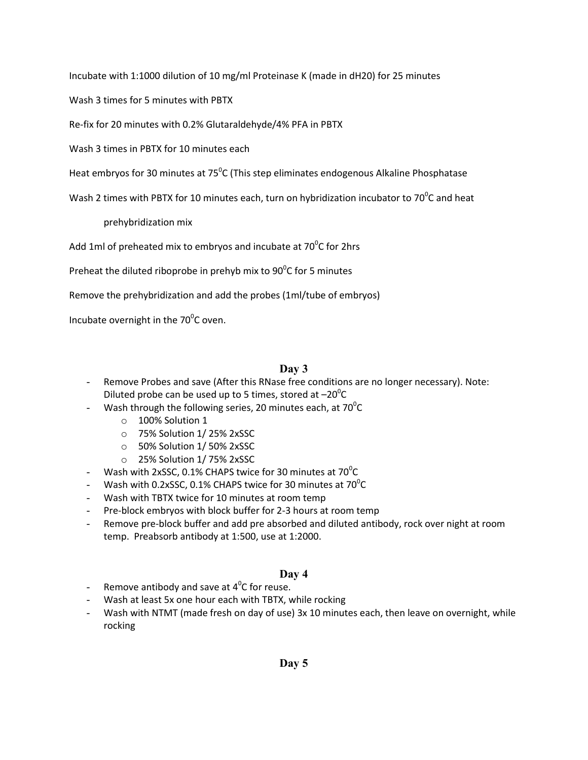Incubate with 1:1000 dilution of 10 mg/ml Proteinase K (made in dH20) for 25 minutes

Wash 3 times for 5 minutes with PBTX

Re-fix for 20 minutes with 0.2% Glutaraldehyde/4% PFA in PBTX

Wash 3 times in PBTX for 10 minutes each

Heat embryos for 30 minutes at 75$^0$C (This step eliminates endogenous Alkaline Phosphatase

Wash 2 times with PBTX for 10 minutes each, turn on hybridization incubator to 70$^0$C and heat

prehybridization mix

Add 1ml of preheated mix to embryos and incubate at 70$^0$C for 2hrs

Preheat the diluted riboprobe in prehyb mix to 90$^0$C for 5 minutes

Remove the prehybridization and add the probes (1ml/tube of embryos)

Incubate overnight in the 70$^0$C oven.

## Day 3

- Remove Probes and save (After this RNase free conditions are no longer necessary). Note: Diluted probe can be used up to 5 times, stored at –20$^0$C
- Wash through the following series, 20 minutes each, at 70$^0$C
  - 100% Solution 1
  - 75% Solution 1/ 25% 2xSSC
  - 50% Solution 1/ 50% 2xSSC
  - 25% Solution 1/ 75% 2xSSC
- Wash with 2xSSC, 0.1% CHAPS twice for 30 minutes at 70$^0$C
- Wash with 0.2xSSC, 0.1% CHAPS twice for 30 minutes at 70$^0$C
- Wash with TBTX twice for 10 minutes at room temp
- Pre-block embryos with block buffer for 2-3 hours at room temp
- Remove pre-block buffer and add pre absorbed and diluted antibody, rock over night at room temp. Preabsorb antibody at 1:500, use at 1:2000.

## Day 4

- Remove antibody and save at 4$^0$C for reuse.
- Wash at least 5x one hour each with TBTX, while rocking
- Wash with NTMT (made fresh on day of use) 3x 10 minutes each, then leave on overnight, while rocking

## Day 5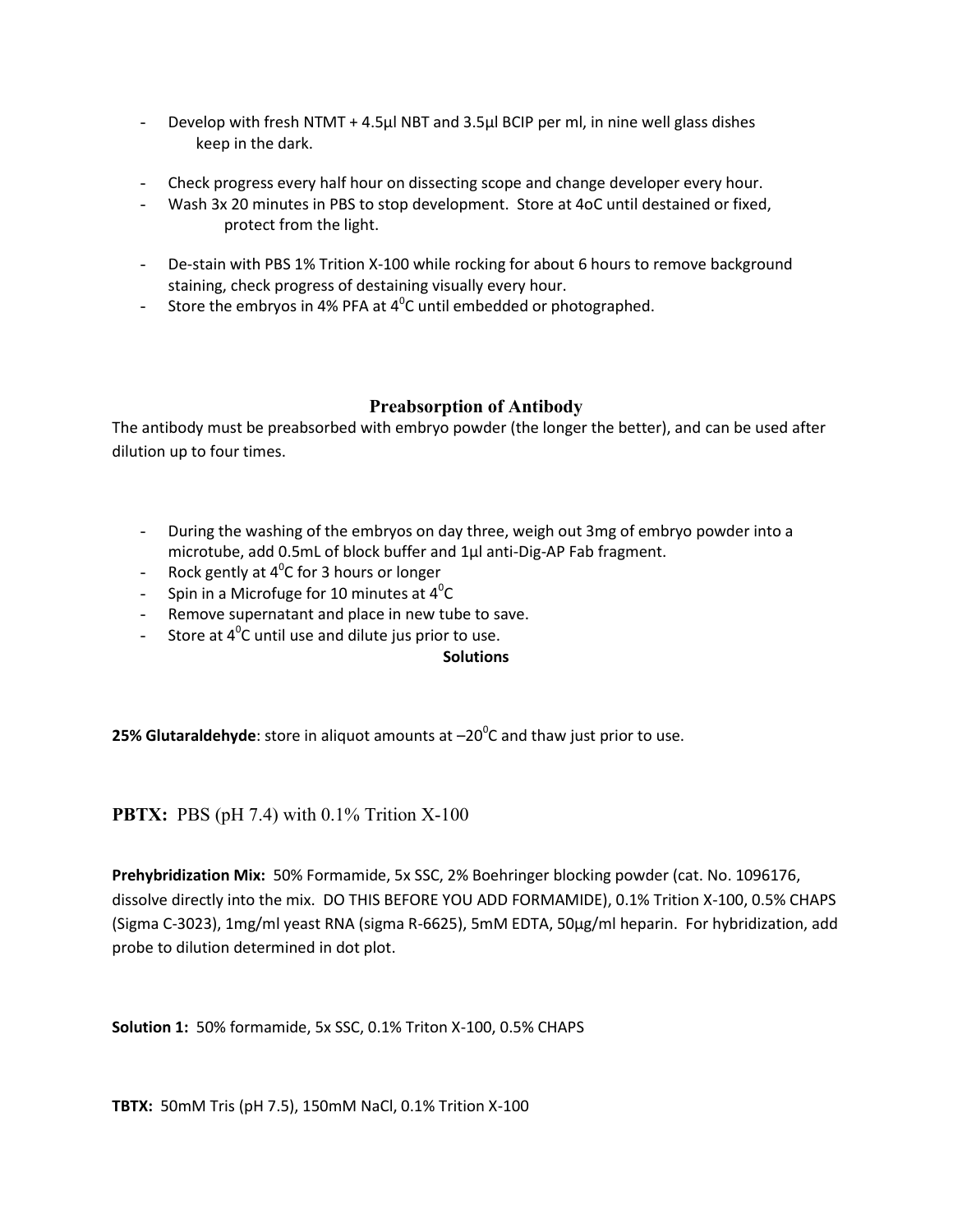- Develop with fresh NTMT + 4.5µl NBT and 3.5µl BCIP per ml, in nine well glass dishes keep in the dark.

- Check progress every half hour on dissecting scope and change developer every hour.
- Wash 3x 20 minutes in PBS to stop development. Store at 4oC until destained or fixed, protect from the light.

- De-stain with PBS 1% Trition X-100 while rocking for about 6 hours to remove background staining, check progress of destaining visually every hour.
- Store the embryos in 4% PFA at $4^0$C until embedded or photographed.

## Preabsorption of Antibody

The antibody must be preabsorbed with embryo powder (the longer the better), and can be used after dilution up to four times.

- During the washing of the embryos on day three, weigh out 3mg of embryo powder into a microtube, add 0.5mL of block buffer and 1µl anti-Dig-AP Fab fragment.
- Rock gently at $4^0$C for 3 hours or longer
- Spin in a Microfuge for 10 minutes at $4^0$C
- Remove supernatant and place in new tube to save.
- Store at $4^0$C until use and dilute jus prior to use.

## Solutions

**25% Glutaraldehyde**: store in aliquot amounts at –$20^0$C and thaw just prior to use.

**PBTX:** PBS (pH 7.4) with 0.1% Trition X-100

**Prehybridization Mix:** 50% Formamide, 5x SSC, 2% Boehringer blocking powder (cat. No. 1096176, dissolve directly into the mix. DO THIS BEFORE YOU ADD FORMAMIDE), 0.1% Trition X-100, 0.5% CHAPS (Sigma C-3023), 1mg/ml yeast RNA (sigma R-6625), 5mM EDTA, 50µg/ml heparin. For hybridization, add probe to dilution determined in dot plot.

**Solution 1:** 50% formamide, 5x SSC, 0.1% Triton X-100, 0.5% CHAPS

**TBTX:** 50mM Tris (pH 7.5), 150mM NaCl, 0.1% Trition X-100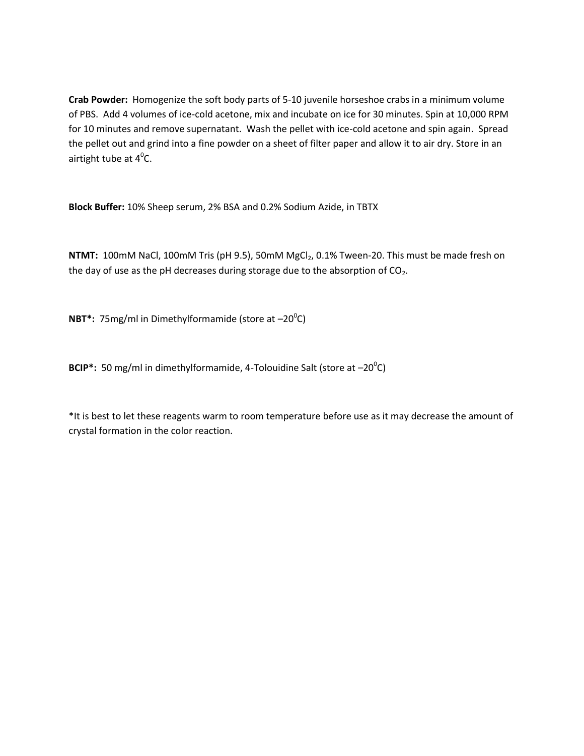**Crab Powder:** Homogenize the soft body parts of 5-10 juvenile horseshoe crabs in a minimum volume of PBS. Add 4 volumes of ice-cold acetone, mix and incubate on ice for 30 minutes. Spin at 10,000 RPM for 10 minutes and remove supernatant. Wash the pellet with ice-cold acetone and spin again. Spread the pellet out and grind into a fine powder on a sheet of filter paper and allow it to air dry. Store in an airtight tube at $4^0$C.

**Block Buffer:** 10% Sheep serum, 2% BSA and 0.2% Sodium Azide, in TBTX

**NTMT:** 100mM NaCl, 100mM Tris (pH 9.5), 50mM $MgCl_2$, 0.1% Tween-20. This must be made fresh on the day of use as the pH decreases during storage due to the absorption of $CO_2$.

**NBT*:** 75mg/ml in Dimethylformamide (store at $-20^0$C)

**BCIP*:** 50 mg/ml in dimethylformamide, 4-Tolouidine Salt (store at $-20^0$C)

*It is best to let these reagents warm to room temperature before use as it may decrease the amount of crystal formation in the color reaction.